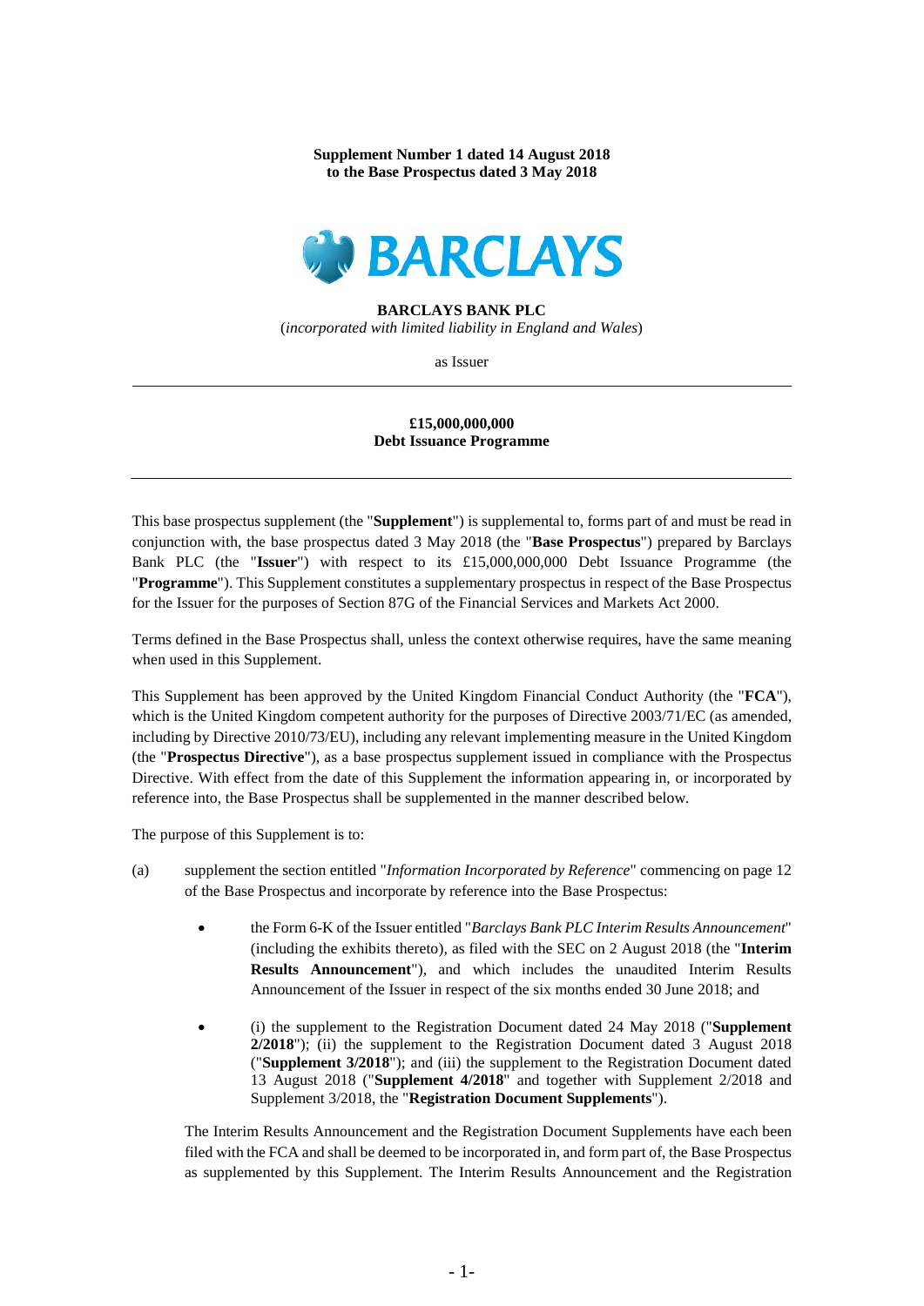**Supplement Number 1 dated 14 August 2018**
**to the Base Prospectus dated 3 May 2018**

BARCLAYS

**BARCLAYS BANK PLC**

(*incorporated with limited liability in England and Wales*)

as Issuer

---

**£15,000,000,000**
**Debt Issuance Programme**

---

This base prospectus supplement (the "**Supplement**") is supplemental to, forms part of and must be read in conjunction with, the base prospectus dated 3 May 2018 (the "**Base Prospectus**") prepared by Barclays Bank PLC (the "**Issuer**") with respect to its £15,000,000,000 Debt Issuance Programme (the "**Programme**"). This Supplement constitutes a supplementary prospectus in respect of the Base Prospectus for the Issuer for the purposes of Section 87G of the Financial Services and Markets Act 2000.

Terms defined in the Base Prospectus shall, unless the context otherwise requires, have the same meaning when used in this Supplement.

This Supplement has been approved by the United Kingdom Financial Conduct Authority (the "**FCA**"), which is the United Kingdom competent authority for the purposes of Directive 2003/71/EC (as amended, including by Directive 2010/73/EU), including any relevant implementing measure in the United Kingdom (the "**Prospectus Directive**"), as a base prospectus supplement issued in compliance with the Prospectus Directive. With effect from the date of this Supplement the information appearing in, or incorporated by reference into, the Base Prospectus shall be supplemented in the manner described below.

The purpose of this Supplement is to:

(a) supplement the section entitled "*Information Incorporated by Reference*" commencing on page 12 of the Base Prospectus and incorporate by reference into the Base Prospectus:

- the Form 6-K of the Issuer entitled "*Barclays Bank PLC Interim Results Announcement*" (including the exhibits thereto), as filed with the SEC on 2 August 2018 (the "**Interim Results Announcement**"), and which includes the unaudited Interim Results Announcement of the Issuer in respect of the six months ended 30 June 2018; and

- (i) the supplement to the Registration Document dated 24 May 2018 ("**Supplement 2/2018**"); (ii) the supplement to the Registration Document dated 3 August 2018 ("**Supplement 3/2018**"); and (iii) the supplement to the Registration Document dated 13 August 2018 ("**Supplement 4/2018**" and together with Supplement 2/2018 and Supplement 3/2018, the "**Registration Document Supplements**").

The Interim Results Announcement and the Registration Document Supplements have each been filed with the FCA and shall be deemed to be incorporated in, and form part of, the Base Prospectus as supplemented by this Supplement. The Interim Results Announcement and the Registration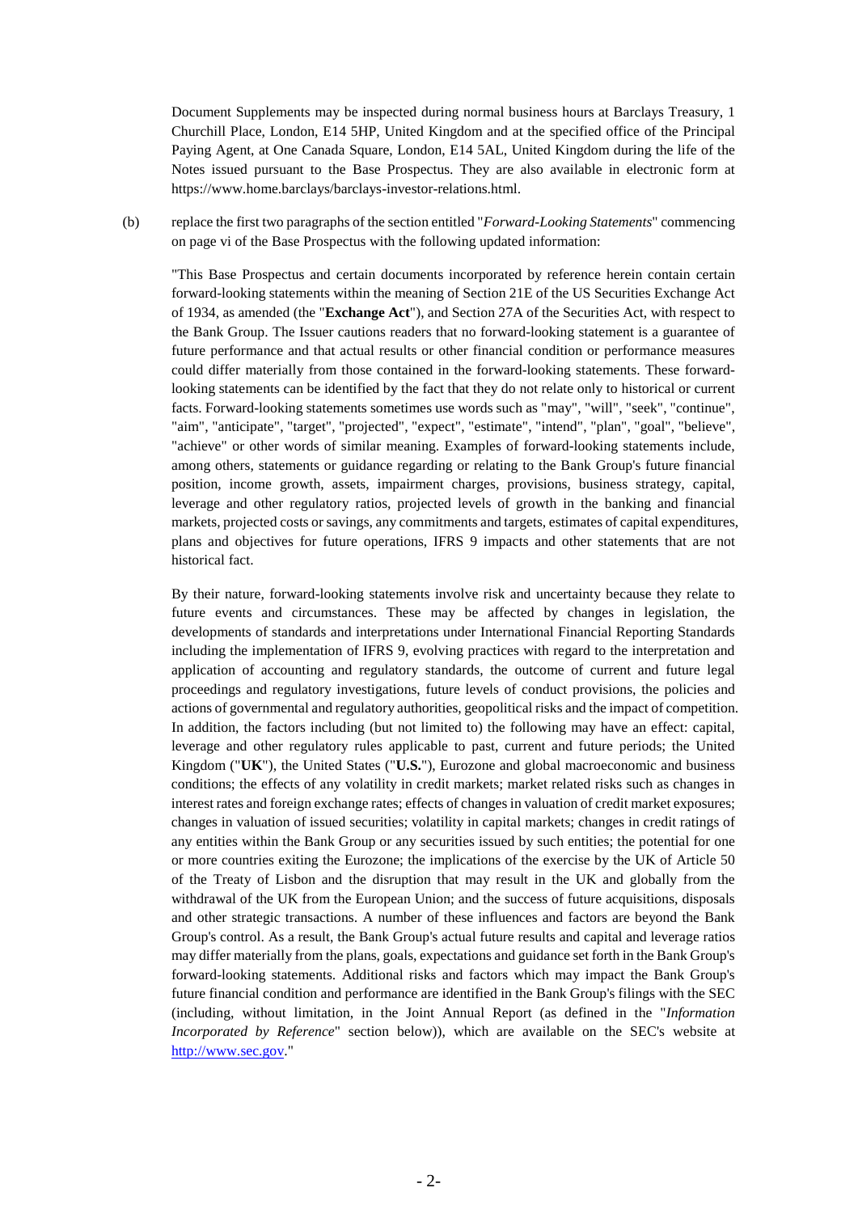Document Supplements may be inspected during normal business hours at Barclays Treasury, 1 Churchill Place, London, E14 5HP, United Kingdom and at the specified office of the Principal Paying Agent, at One Canada Square, London, E14 5AL, United Kingdom during the life of the Notes issued pursuant to the Base Prospectus. They are also available in electronic form at https://www.home.barclays/barclays-investor-relations.html.

(b) replace the first two paragraphs of the section entitled "*Forward-Looking Statements*" commencing on page vi of the Base Prospectus with the following updated information:

"This Base Prospectus and certain documents incorporated by reference herein contain certain forward-looking statements within the meaning of Section 21E of the US Securities Exchange Act of 1934, as amended (the "**Exchange Act**"), and Section 27A of the Securities Act, with respect to the Bank Group. The Issuer cautions readers that no forward-looking statement is a guarantee of future performance and that actual results or other financial condition or performance measures could differ materially from those contained in the forward-looking statements. These forward-looking statements can be identified by the fact that they do not relate only to historical or current facts. Forward-looking statements sometimes use words such as "may", "will", "seek", "continue", "aim", "anticipate", "target", "projected", "expect", "estimate", "intend", "plan", "goal", "believe", "achieve" or other words of similar meaning. Examples of forward-looking statements include, among others, statements or guidance regarding or relating to the Bank Group's future financial position, income growth, assets, impairment charges, provisions, business strategy, capital, leverage and other regulatory ratios, projected levels of growth in the banking and financial markets, projected costs or savings, any commitments and targets, estimates of capital expenditures, plans and objectives for future operations, IFRS 9 impacts and other statements that are not historical fact.

By their nature, forward-looking statements involve risk and uncertainty because they relate to future events and circumstances. These may be affected by changes in legislation, the developments of standards and interpretations under International Financial Reporting Standards including the implementation of IFRS 9, evolving practices with regard to the interpretation and application of accounting and regulatory standards, the outcome of current and future legal proceedings and regulatory investigations, future levels of conduct provisions, the policies and actions of governmental and regulatory authorities, geopolitical risks and the impact of competition. In addition, the factors including (but not limited to) the following may have an effect: capital, leverage and other regulatory rules applicable to past, current and future periods; the United Kingdom ("**UK**"), the United States ("**U.S.**"), Eurozone and global macroeconomic and business conditions; the effects of any volatility in credit markets; market related risks such as changes in interest rates and foreign exchange rates; effects of changes in valuation of credit market exposures; changes in valuation of issued securities; volatility in capital markets; changes in credit ratings of any entities within the Bank Group or any securities issued by such entities; the potential for one or more countries exiting the Eurozone; the implications of the exercise by the UK of Article 50 of the Treaty of Lisbon and the disruption that may result in the UK and globally from the withdrawal of the UK from the European Union; and the success of future acquisitions, disposals and other strategic transactions. A number of these influences and factors are beyond the Bank Group's control. As a result, the Bank Group's actual future results and capital and leverage ratios may differ materially from the plans, goals, expectations and guidance set forth in the Bank Group's forward-looking statements. Additional risks and factors which may impact the Bank Group's future financial condition and performance are identified in the Bank Group's filings with the SEC (including, without limitation, in the Joint Annual Report (as defined in the "*Information Incorporated by Reference*" section below)), which are available on the SEC's website at http://www.sec.gov."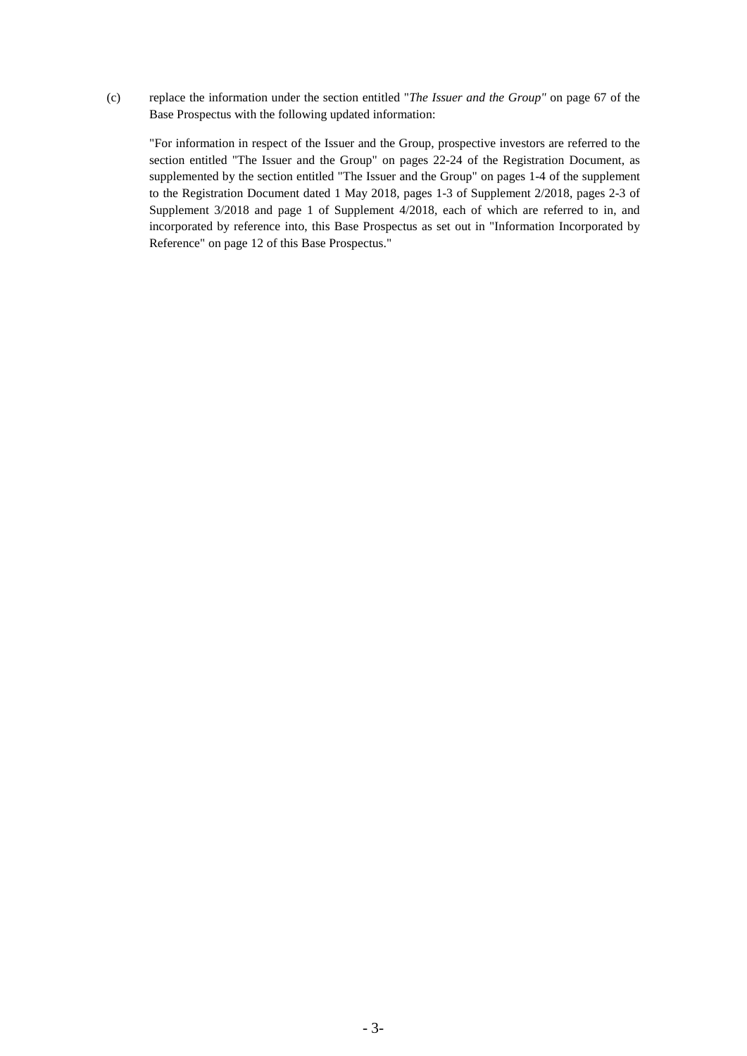(c) replace the information under the section entitled "*The Issuer and the Group"* on page 67 of the Base Prospectus with the following updated information:

"For information in respect of the Issuer and the Group, prospective investors are referred to the section entitled "The Issuer and the Group" on pages 22-24 of the Registration Document, as supplemented by the section entitled "The Issuer and the Group" on pages 1-4 of the supplement to the Registration Document dated 1 May 2018, pages 1-3 of Supplement 2/2018, pages 2-3 of Supplement 3/2018 and page 1 of Supplement 4/2018, each of which are referred to in, and incorporated by reference into, this Base Prospectus as set out in "Information Incorporated by Reference" on page 12 of this Base Prospectus."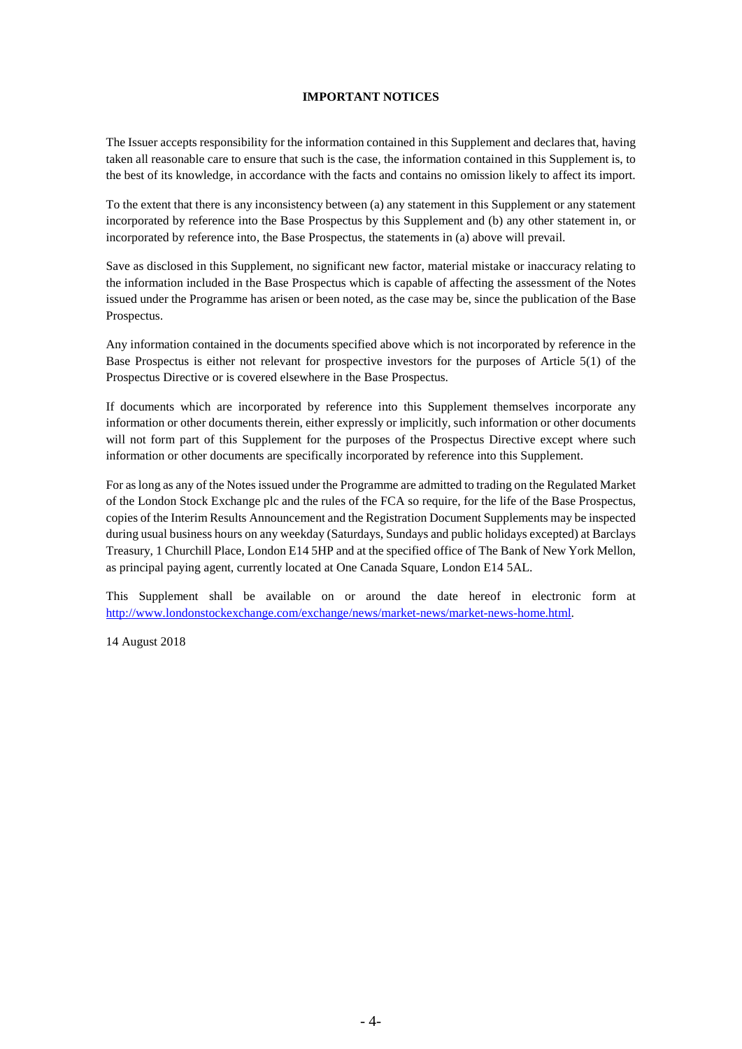## IMPORTANT NOTICES

The Issuer accepts responsibility for the information contained in this Supplement and declares that, having taken all reasonable care to ensure that such is the case, the information contained in this Supplement is, to the best of its knowledge, in accordance with the facts and contains no omission likely to affect its import.

To the extent that there is any inconsistency between (a) any statement in this Supplement or any statement incorporated by reference into the Base Prospectus by this Supplement and (b) any other statement in, or incorporated by reference into, the Base Prospectus, the statements in (a) above will prevail.

Save as disclosed in this Supplement, no significant new factor, material mistake or inaccuracy relating to the information included in the Base Prospectus which is capable of affecting the assessment of the Notes issued under the Programme has arisen or been noted, as the case may be, since the publication of the Base Prospectus.

Any information contained in the documents specified above which is not incorporated by reference in the Base Prospectus is either not relevant for prospective investors for the purposes of Article 5(1) of the Prospectus Directive or is covered elsewhere in the Base Prospectus.

If documents which are incorporated by reference into this Supplement themselves incorporate any information or other documents therein, either expressly or implicitly, such information or other documents will not form part of this Supplement for the purposes of the Prospectus Directive except where such information or other documents are specifically incorporated by reference into this Supplement.

For as long as any of the Notes issued under the Programme are admitted to trading on the Regulated Market of the London Stock Exchange plc and the rules of the FCA so require, for the life of the Base Prospectus, copies of the Interim Results Announcement and the Registration Document Supplements may be inspected during usual business hours on any weekday (Saturdays, Sundays and public holidays excepted) at Barclays Treasury, 1 Churchill Place, London E14 5HP and at the specified office of The Bank of New York Mellon, as principal paying agent, currently located at One Canada Square, London E14 5AL.

This Supplement shall be available on or around the date hereof in electronic form at http://www.londonstockexchange.com/exchange/news/market-news/market-news-home.html.

14 August 2018